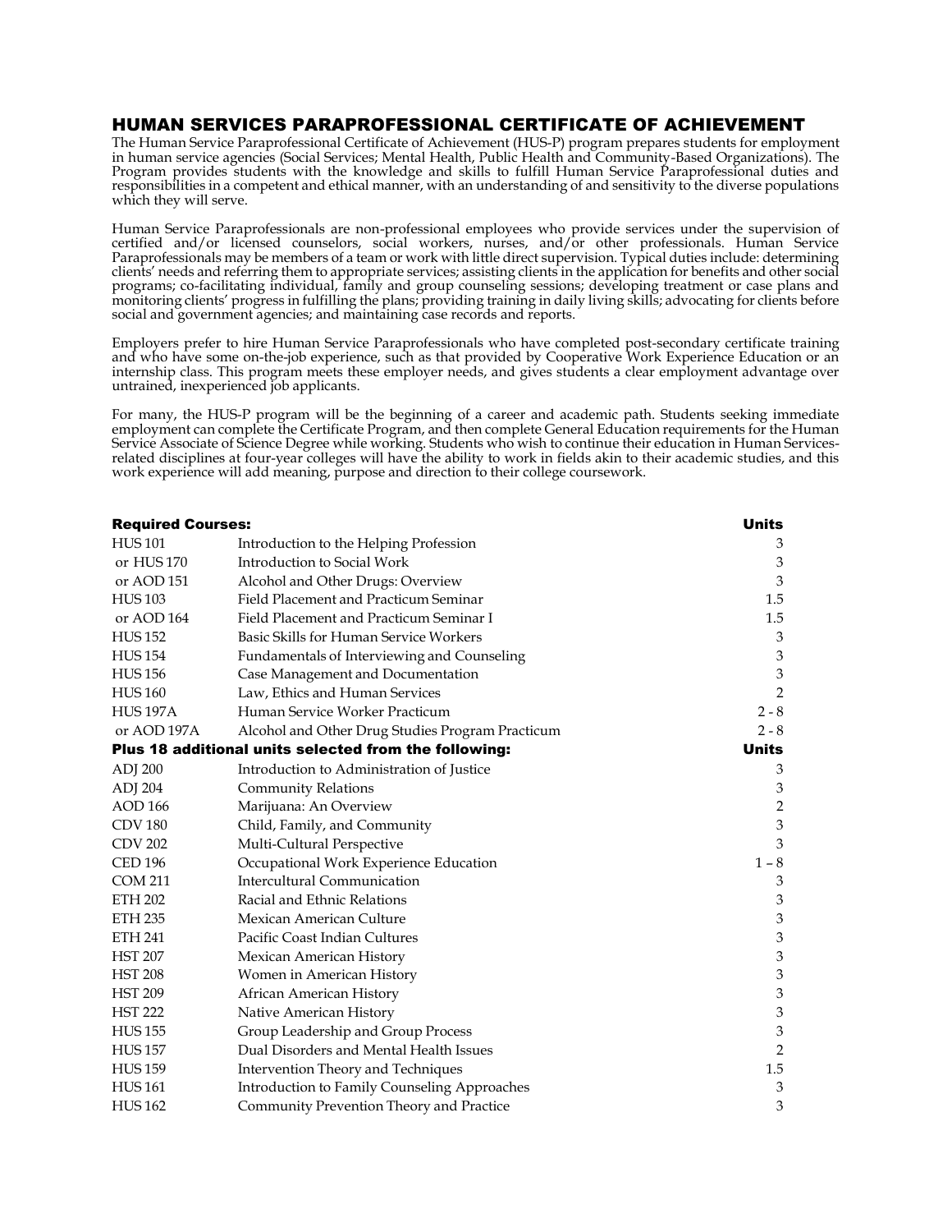## HUMAN SERVICES PARAPROFESSIONAL CERTIFICATE OF ACHIEVEMENT

The Human Service Paraprofessional Certificate of Achievement (HUS-P) program prepares students for employment in human service agencies (Social Services; Mental Health, Public Health and Community-Based Organizations). The Program provides students with the knowledge and skills to fulfill Human Service Paraprofessional duties and responsibilities in a competent and ethical manner, with an understanding of and sensitivity to the diverse populations which they will serve.

Human Service Paraprofessionals are non-professional employees who provide services under the supervision of certified and/or licensed counselors, social workers, nurses, and/or other professionals. Human Service Paraprofessionals may be members of a team or work with little direct supervision. Typical duties include: determining clients' needs and referring them to appropriate services; assisting clients in the application for benefits and other social programs; co-facilitating individual, family and group counseling sessions; developing treatment or case plans and monitoring clients' progress in fulfilling the plans; providing training in daily living skills; advocating for clients before social and government agencies; and maintaining case records and reports.

Employers prefer to hire Human Service Paraprofessionals who have completed post-secondary certificate training and who have some on-the-job experience, such as that provided by Cooperative Work Experience Education or an internship class. This program meets these employer needs, and gives students a clear employment advantage over untrained, inexperienced job applicants.

For many, the HUS-P program will be the beginning of a career and academic path. Students seeking immediate employment can complete the Certificate Program, and then complete General Education requirements for the Human Service Associate of Science Degree while working. Students who wish to continue their education in Human Services-related disciplines at four-year colleges will have the ability to work in fields akin to their academic studies, and this work experience will add meaning, purpose and direction to their college coursework.

| **Required Courses:** | | **Units** |
|---|---|---|
| HUS 101 | Introduction to the Helping Profession | 3 |
| or HUS 170 | Introduction to Social Work | 3 |
| or AOD 151 | Alcohol and Other Drugs: Overview | 3 |
| HUS 103 | Field Placement and Practicum Seminar | 1.5 |
| or AOD 164 | Field Placement and Practicum Seminar I | 1.5 |
| HUS 152 | Basic Skills for Human Service Workers | 3 |
| HUS 154 | Fundamentals of Interviewing and Counseling | 3 |
| HUS 156 | Case Management and Documentation | 3 |
| HUS 160 | Law, Ethics and Human Services | 2 |
| HUS 197A | Human Service Worker Practicum | 2 - 8 |
| or AOD 197A | Alcohol and Other Drug Studies Program Practicum | 2 - 8 |
| **Plus 18 additional units selected from the following:** | | **Units** |
| ADJ 200 | Introduction to Administration of Justice | 3 |
| ADJ 204 | Community Relations | 3 |
| AOD 166 | Marijuana: An Overview | 2 |
| CDV 180 | Child, Family, and Community | 3 |
| CDV 202 | Multi-Cultural Perspective | 3 |
| CED 196 | Occupational Work Experience Education | 1 – 8 |
| COM 211 | Intercultural Communication | 3 |
| ETH 202 | Racial and Ethnic Relations | 3 |
| ETH 235 | Mexican American Culture | 3 |
| ETH 241 | Pacific Coast Indian Cultures | 3 |
| HST 207 | Mexican American History | 3 |
| HST 208 | Women in American History | 3 |
| HST 209 | African American History | 3 |
| HST 222 | Native American History | 3 |
| HUS 155 | Group Leadership and Group Process | 3 |
| HUS 157 | Dual Disorders and Mental Health Issues | 2 |
| HUS 159 | Intervention Theory and Techniques | 1.5 |
| HUS 161 | Introduction to Family Counseling Approaches | 3 |
| HUS 162 | Community Prevention Theory and Practice | 3 |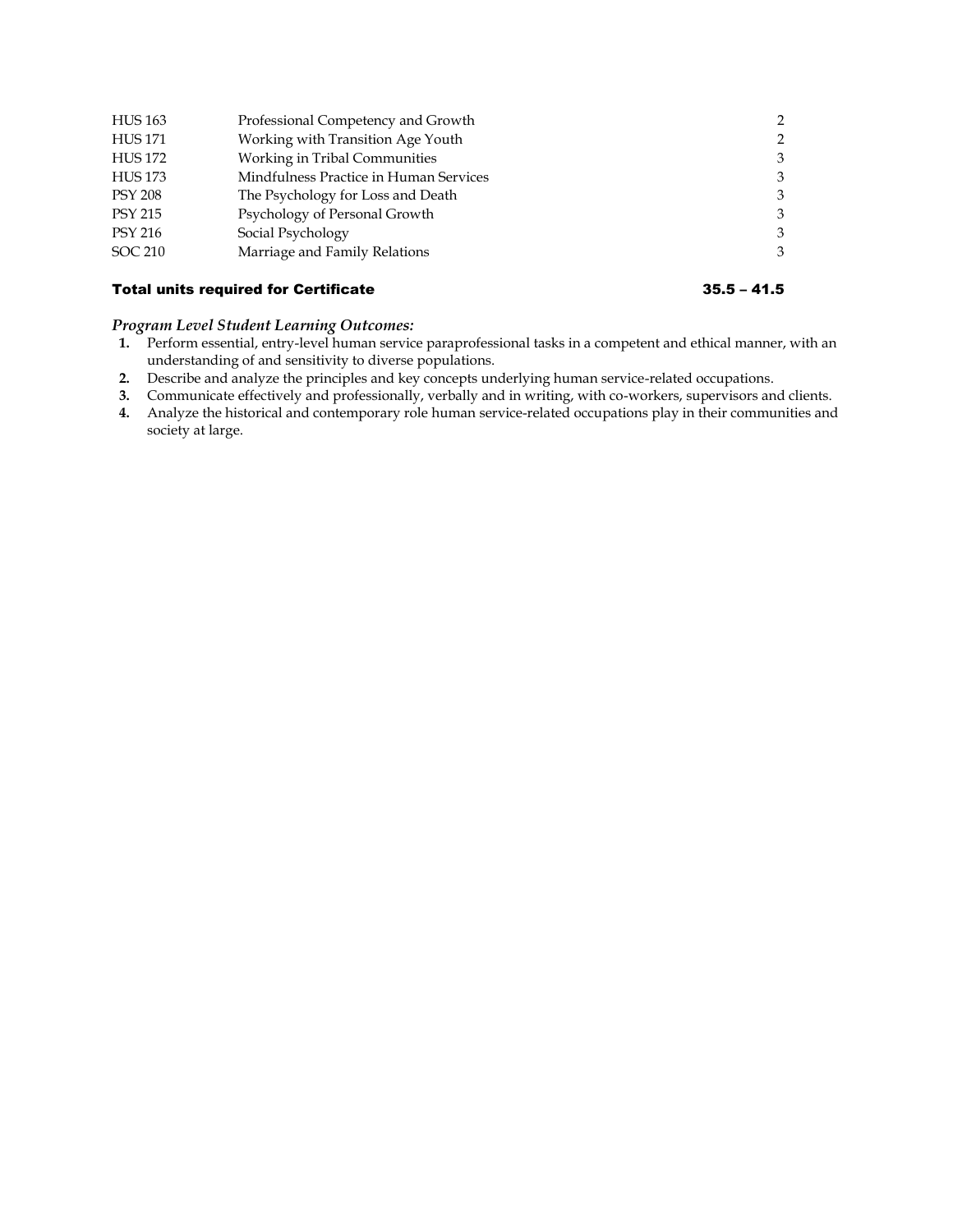| | | |
|---|---|---|
| HUS 163 | Professional Competency and Growth | 2 |
| HUS 171 | Working with Transition Age Youth | 2 |
| HUS 172 | Working in Tribal Communities | 3 |
| HUS 173 | Mindfulness Practice in Human Services | 3 |
| PSY 208 | The Psychology for Loss and Death | 3 |
| PSY 215 | Psychology of Personal Growth | 3 |
| PSY 216 | Social Psychology | 3 |
| SOC 210 | Marriage and Family Relations | 3 |

**Total units required for Certificate** **35.5 – 41.5**

***Program Level Student Learning Outcomes:***

1. Perform essential, entry-level human service paraprofessional tasks in a competent and ethical manner, with an understanding of and sensitivity to diverse populations.
2. Describe and analyze the principles and key concepts underlying human service-related occupations.
3. Communicate effectively and professionally, verbally and in writing, with co-workers, supervisors and clients.
4. Analyze the historical and contemporary role human service-related occupations play in their communities and society at large.